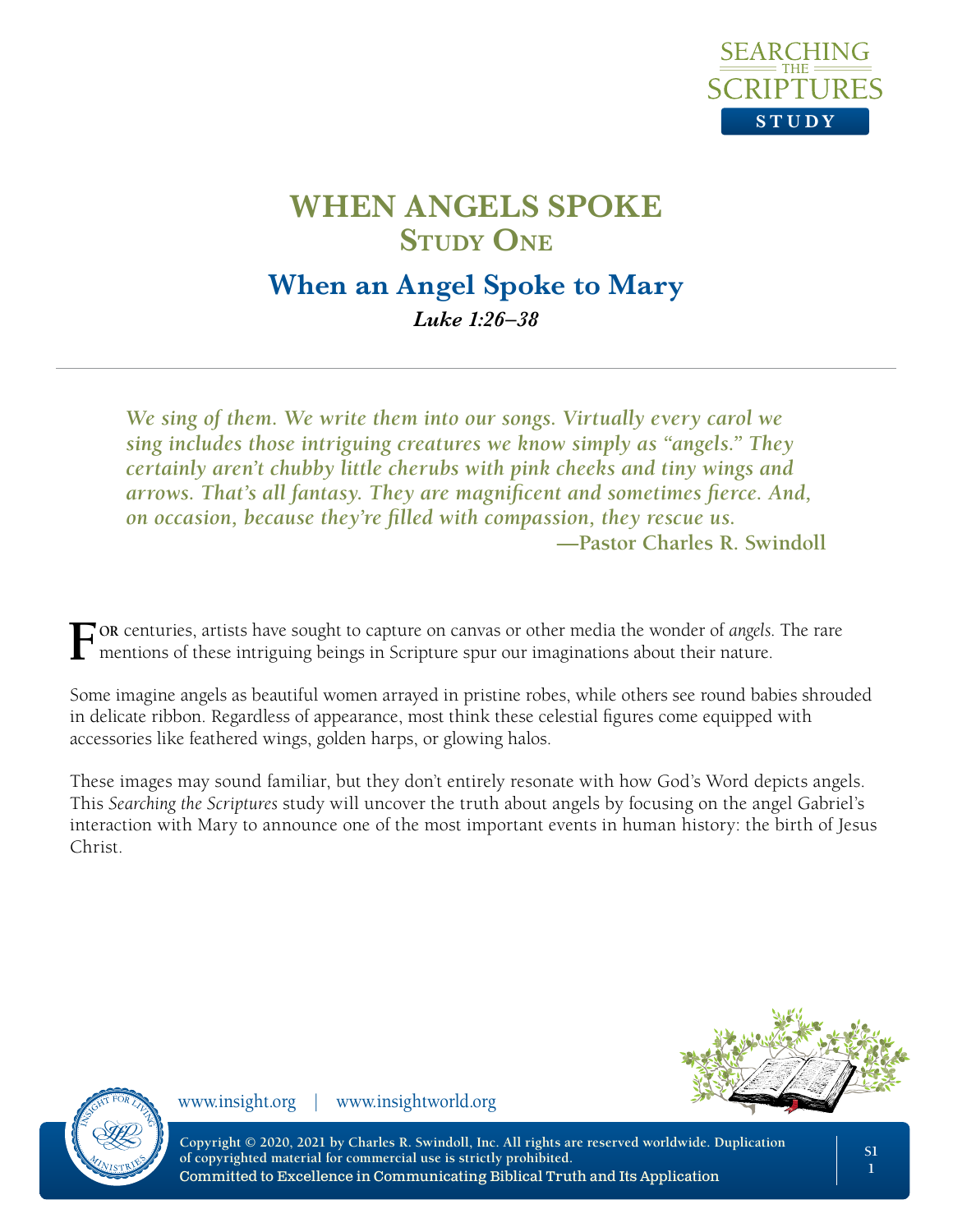# WHEN ANGELS SPOKE

## Study One

## When an Angel Spoke to Mary

***Luke 1:26–38***

---

> ***We sing of them. We write them into our songs. Virtually every carol we sing includes those intriguing creatures we know simply as "angels." They certainly aren't chubby little cherubs with pink cheeks and tiny wings and arrows. That's all fantasy. They are magnificent and sometimes fierce. And, on occasion, because they're filled with compassion, they rescue us.***
>
> **—Pastor Charles R. Swindoll**

For centuries, artists have sought to capture on canvas or other media the wonder of *angels*. The rare mentions of these intriguing beings in Scripture spur our imaginations about their nature.

Some imagine angels as beautiful women arrayed in pristine robes, while others see round babies shrouded in delicate ribbon. Regardless of appearance, most think these celestial figures come equipped with accessories like feathered wings, golden harps, or glowing halos.

These images may sound familiar, but they don't entirely resonate with how God's Word depicts angels. This *Searching the Scriptures* study will uncover the truth about angels by focusing on the angel Gabriel's interaction with Mary to announce one of the most important events in human history: the birth of Jesus Christ.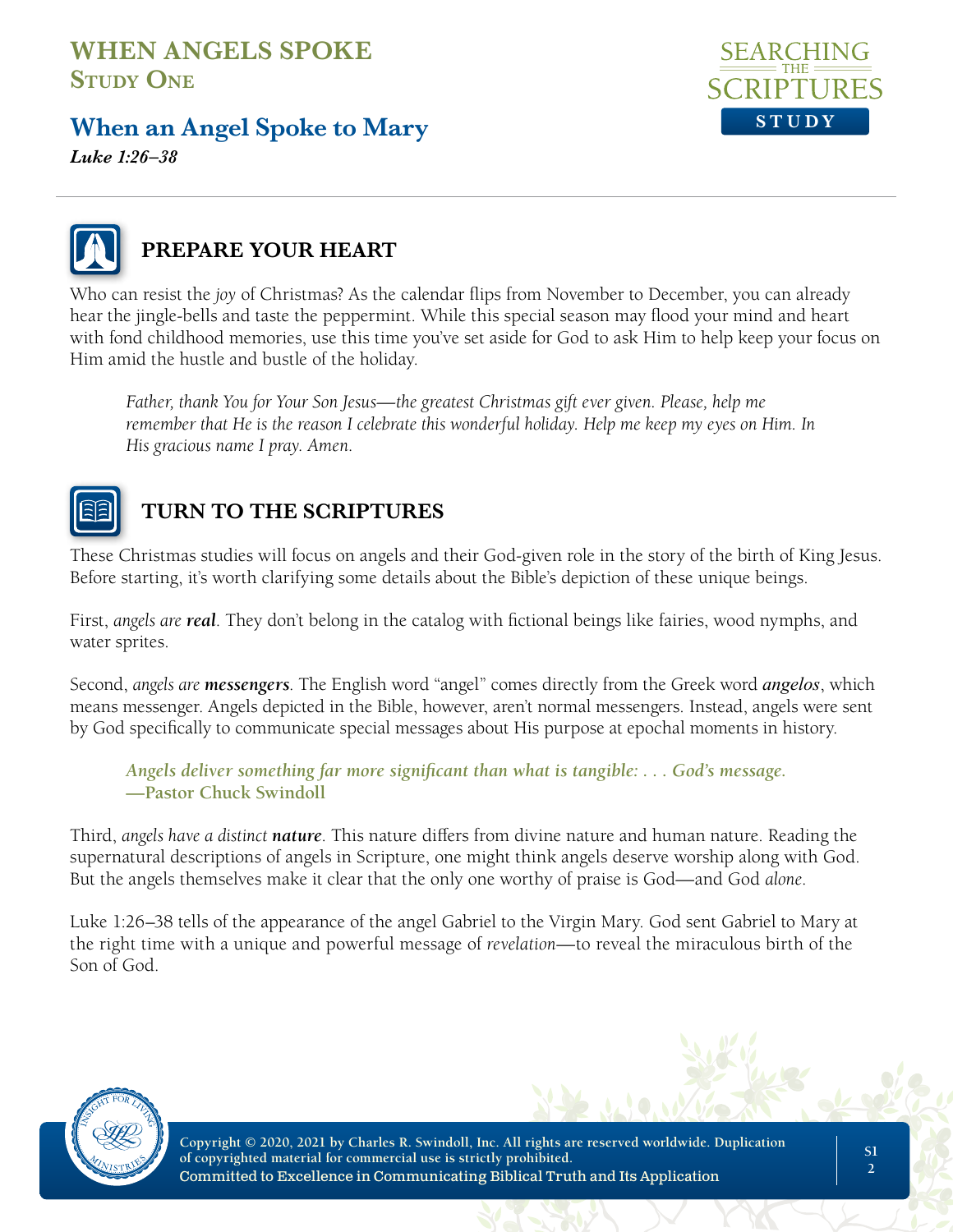# WHEN ANGELS SPOKE

## Study One

## When an Angel Spoke to Mary

*Luke 1:26–38*

## PREPARE YOUR HEART

Who can resist the *joy* of Christmas? As the calendar flips from November to December, you can already hear the jingle-bells and taste the peppermint. While this special season may flood your mind and heart with fond childhood memories, use this time you've set aside for God to ask Him to help keep your focus on Him amid the hustle and bustle of the holiday.

> *Father, thank You for Your Son Jesus—the greatest Christmas gift ever given. Please, help me remember that He is the reason I celebrate this wonderful holiday. Help me keep my eyes on Him. In His gracious name I pray. Amen.*

## TURN TO THE SCRIPTURES

These Christmas studies will focus on angels and their God-given role in the story of the birth of King Jesus. Before starting, it's worth clarifying some details about the Bible's depiction of these unique beings.

First, *angels are* ***real***. They don't belong in the catalog with fictional beings like fairies, wood nymphs, and water sprites.

Second, *angels are* ***messengers***. The English word "angel" comes directly from the Greek word ***angelos***, which means messenger. Angels depicted in the Bible, however, aren't normal messengers. Instead, angels were sent by God specifically to communicate special messages about His purpose at epochal moments in history.

> *Angels deliver something far more significant than what is tangible: . . . God's message.*
> **—Pastor Chuck Swindoll**

Third, *angels have a distinct* ***nature***. This nature differs from divine nature and human nature. Reading the supernatural descriptions of angels in Scripture, one might think angels deserve worship along with God. But the angels themselves make it clear that the only one worthy of praise is God—and God *alone*.

Luke 1:26–38 tells of the appearance of the angel Gabriel to the Virgin Mary. God sent Gabriel to Mary at the right time with a unique and powerful message of *revelation*—to reveal the miraculous birth of the Son of God.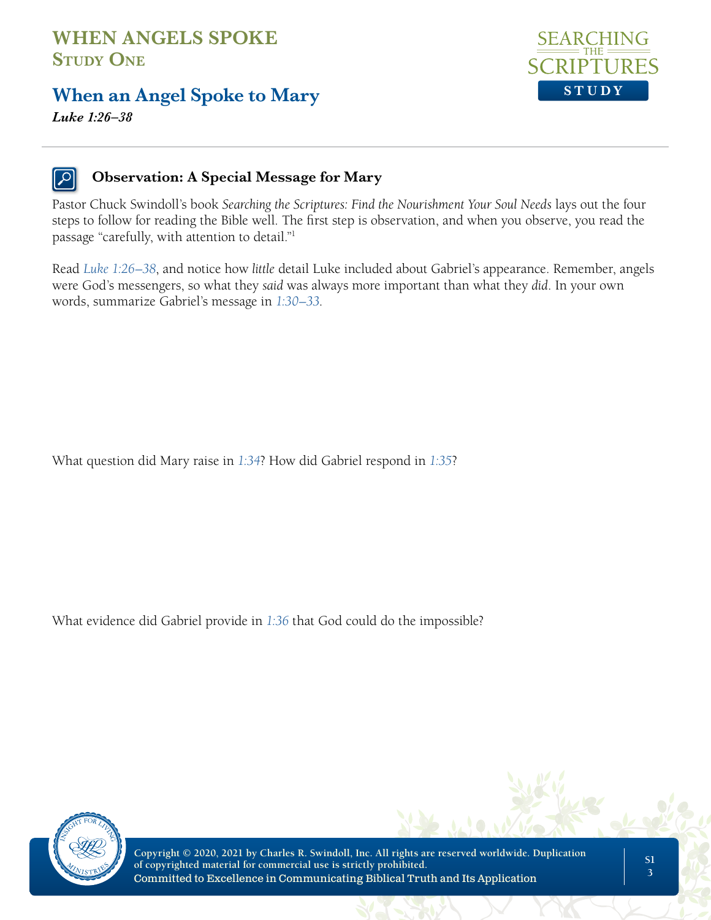# WHEN ANGELS SPOKE

## Study One

## When an Angel Spoke to Mary

***Luke 1:26–38***

### Observation: A Special Message for Mary

Pastor Chuck Swindoll's book *Searching the Scriptures: Find the Nourishment Your Soul Needs* lays out the four steps to follow for reading the Bible well. The first step is observation, and when you observe, you read the passage "carefully, with attention to detail."[1]

Read *Luke 1:26–38*, and notice how *little* detail Luke included about Gabriel's appearance. Remember, angels were God's messengers, so what they *said* was always more important than what they *did*. In your own words, summarize Gabriel's message in *1:30–33*.

What question did Mary raise in *1:34*? How did Gabriel respond in *1:35*?

What evidence did Gabriel provide in *1:36* that God could do the impossible?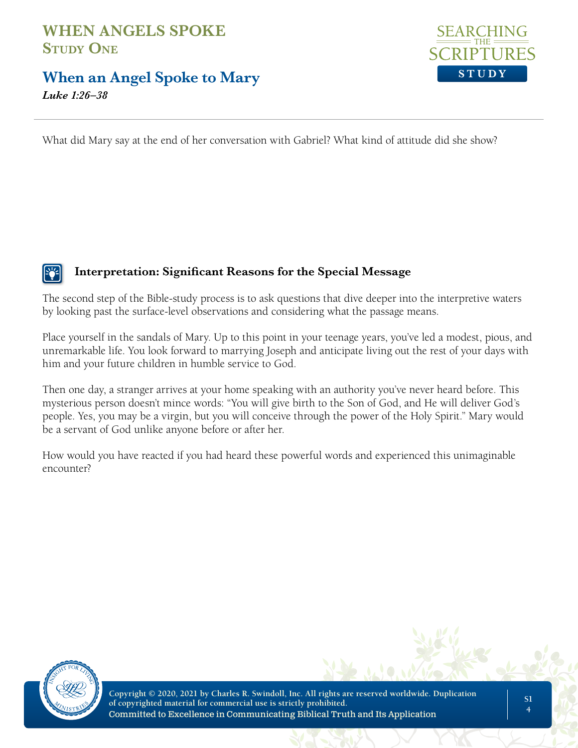What did Mary say at the end of her conversation with Gabriel? What kind of attitude did she show?

### Interpretation: Significant Reasons for the Special Message

The second step of the Bible-study process is to ask questions that dive deeper into the interpretive waters by looking past the surface-level observations and considering what the passage means.

Place yourself in the sandals of Mary. Up to this point in your teenage years, you've led a modest, pious, and unremarkable life. You look forward to marrying Joseph and anticipate living out the rest of your days with him and your future children in humble service to God.

Then one day, a stranger arrives at your home speaking with an authority you've never heard before. This mysterious person doesn't mince words: "You will give birth to the Son of God, and He will deliver God's people. Yes, you may be a virgin, but you will conceive through the power of the Holy Spirit." Mary would be a servant of God unlike anyone before or after her.

How would you have reacted if you had heard these powerful words and experienced this unimaginable encounter?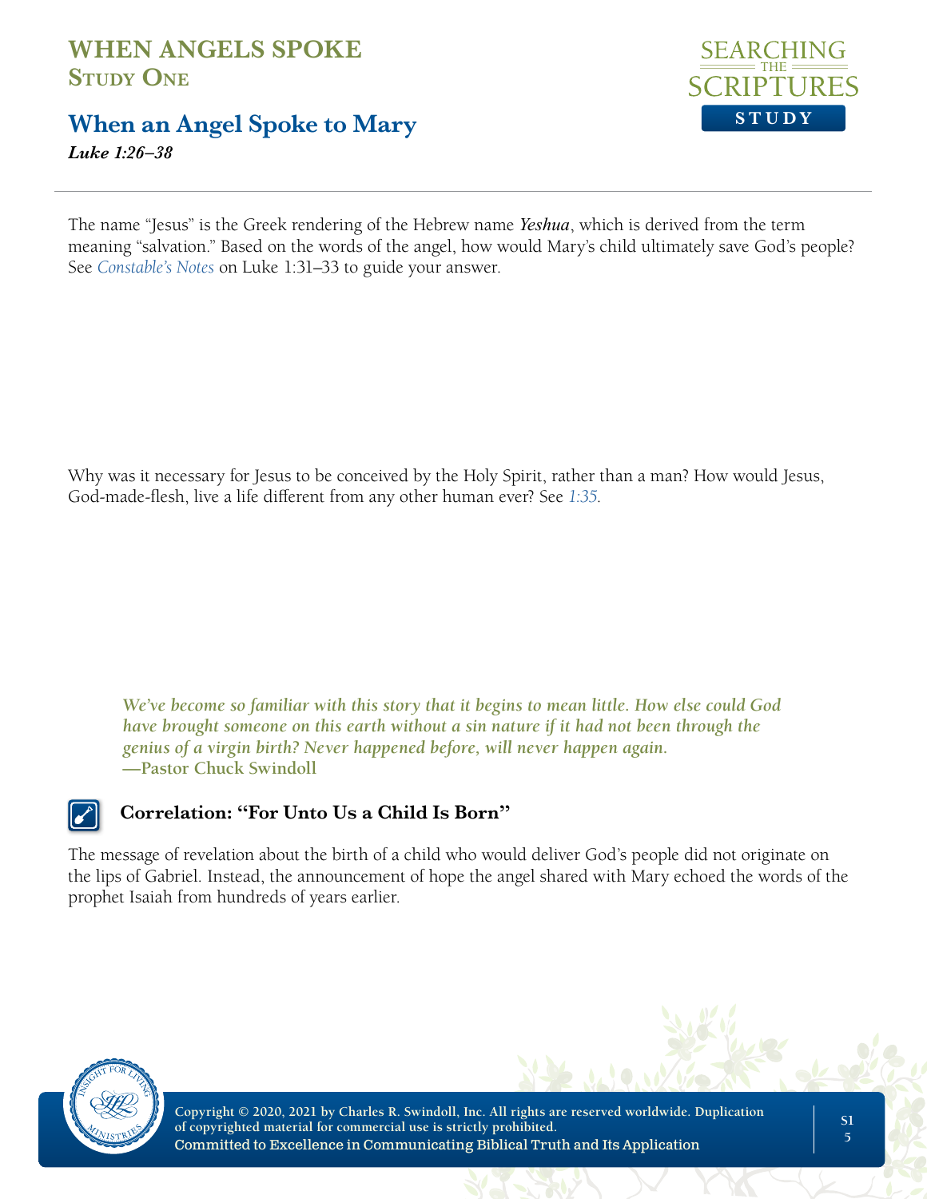# WHEN ANGELS SPOKE
## Study One

## When an Angel Spoke to Mary

***Luke 1:26–38***

The name "Jesus" is the Greek rendering of the Hebrew name ***Yeshua***, which is derived from the term meaning "salvation." Based on the words of the angel, how would Mary's child ultimately save God's people? See *Constable's Notes* on Luke 1:31–33 to guide your answer.

Why was it necessary for Jesus to be conceived by the Holy Spirit, rather than a man? How would Jesus, God-made-flesh, live a life different from any other human ever? See *1:35*.

> ***We've become so familiar with this story that it begins to mean little. How else could God have brought someone on this earth without a sin nature if it had not been through the genius of a virgin birth? Never happened before, will never happen again.***
> **—Pastor Chuck Swindoll**

### Correlation: "For Unto Us a Child Is Born"

The message of revelation about the birth of a child who would deliver God's people did not originate on the lips of Gabriel. Instead, the announcement of hope the angel shared with Mary echoed the words of the prophet Isaiah from hundreds of years earlier.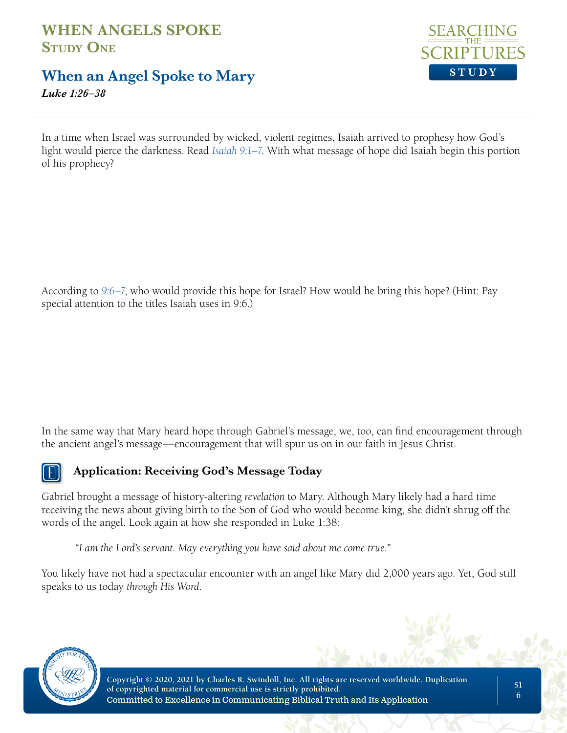In a time when Israel was surrounded by wicked, violent regimes, Isaiah arrived to prophesy how God's light would pierce the darkness. Read *Isaiah 9:1–7.* With what message of hope did Isaiah begin this portion of his prophecy?

According to *9:6–7*, who would provide this hope for Israel? How would he bring this hope? (Hint: Pay special attention to the titles Isaiah uses in 9:6.)

In the same way that Mary heard hope through Gabriel's message, we, too, can find encouragement through the ancient angel's message—encouragement that will spur us on in our faith in Jesus Christ.

### Application: Receiving God's Message Today

Gabriel brought a message of history-altering *revelation* to Mary. Although Mary likely had a hard time receiving the news about giving birth to the Son of God who would become king, she didn't shrug off the words of the angel. Look again at how she responded in Luke 1:38:

> *"I am the Lord's servant. May everything you have said about me come true."*

You likely have not had a spectacular encounter with an angel like Mary did 2,000 years ago. Yet, God still speaks to us today *through His Word*.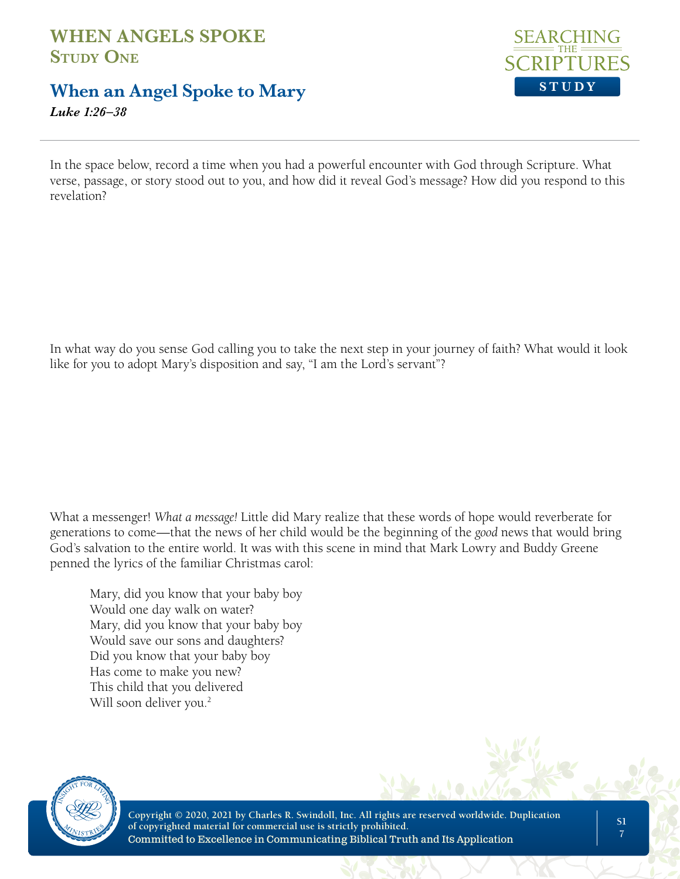In the space below, record a time when you had a powerful encounter with God through Scripture. What verse, passage, or story stood out to you, and how did it reveal God's message? How did you respond to this revelation?

In what way do you sense God calling you to take the next step in your journey of faith? What would it look like for you to adopt Mary's disposition and say, "I am the Lord's servant"?

What a messenger! *What a message!* Little did Mary realize that these words of hope would reverberate for generations to come—that the news of her child would be the beginning of the *good* news that would bring God's salvation to the entire world. It was with this scene in mind that Mark Lowry and Buddy Greene penned the lyrics of the familiar Christmas carol:

> Mary, did you know that your baby boy
> Would one day walk on water?
> Mary, did you know that your baby boy
> Would save our sons and daughters?
> Did you know that your baby boy
> Has come to make you new?
> This child that you delivered
> Will soon deliver you.[2]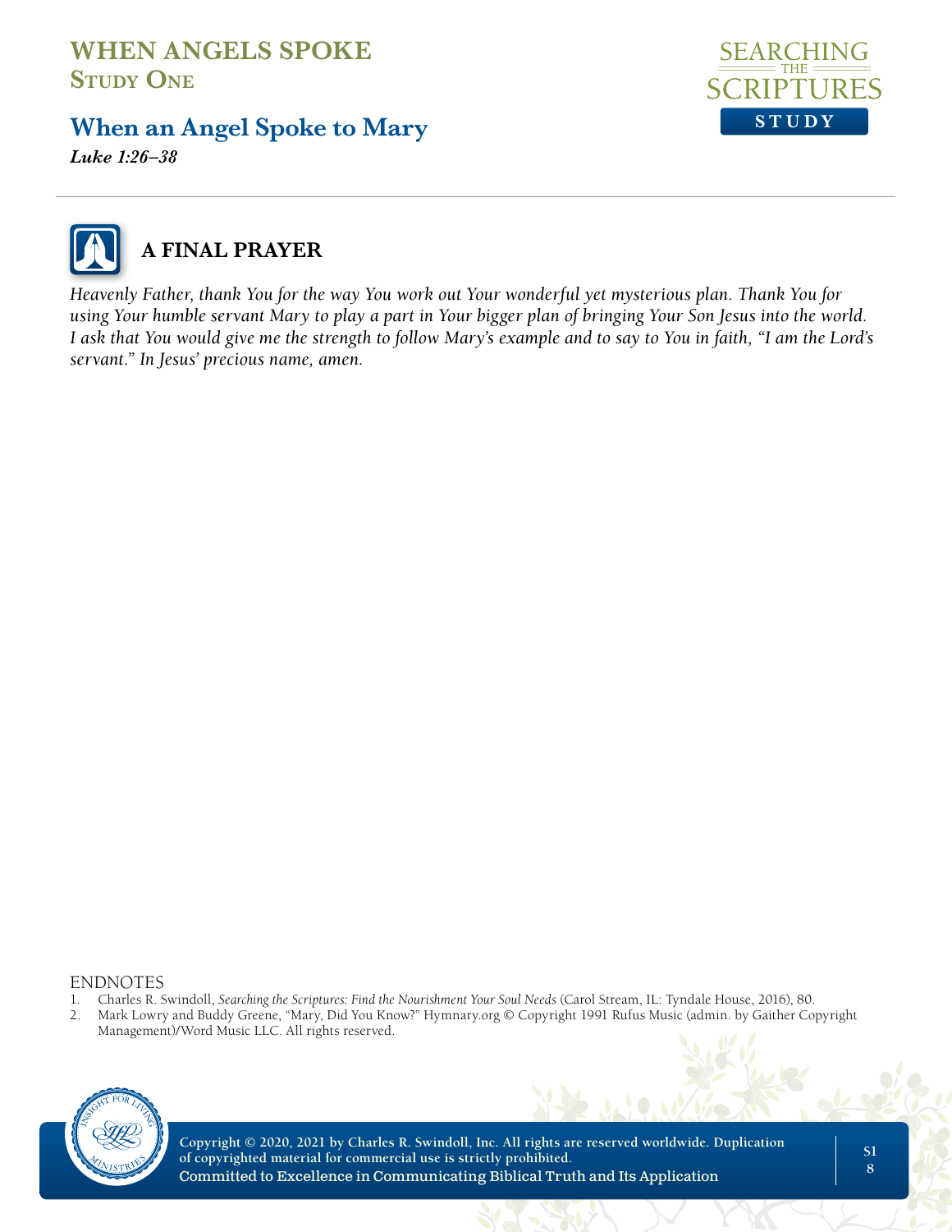## A FINAL PRAYER

*Heavenly Father, thank You for the way You work out Your wonderful yet mysterious plan. Thank You for using Your humble servant Mary to play a part in Your bigger plan of bringing Your Son Jesus into the world. I ask that You would give me the strength to follow Mary's example and to say to You in faith, "I am the Lord's servant." In Jesus' precious name, amen.*

ENDNOTES

1. Charles R. Swindoll, *Searching the Scriptures: Find the Nourishment Your Soul Needs* (Carol Stream, IL: Tyndale House, 2016), 80.
2. Mark Lowry and Buddy Greene, "Mary, Did You Know?" Hymnary.org © Copyright 1991 Rufus Music (admin. by Gaither Copyright Management)/Word Music LLC. All rights reserved.

Copyright © 2020, 2021 by Charles R. Swindoll, Inc. All rights are reserved worldwide. Duplication of copyrighted material for commercial use is strictly prohibited.